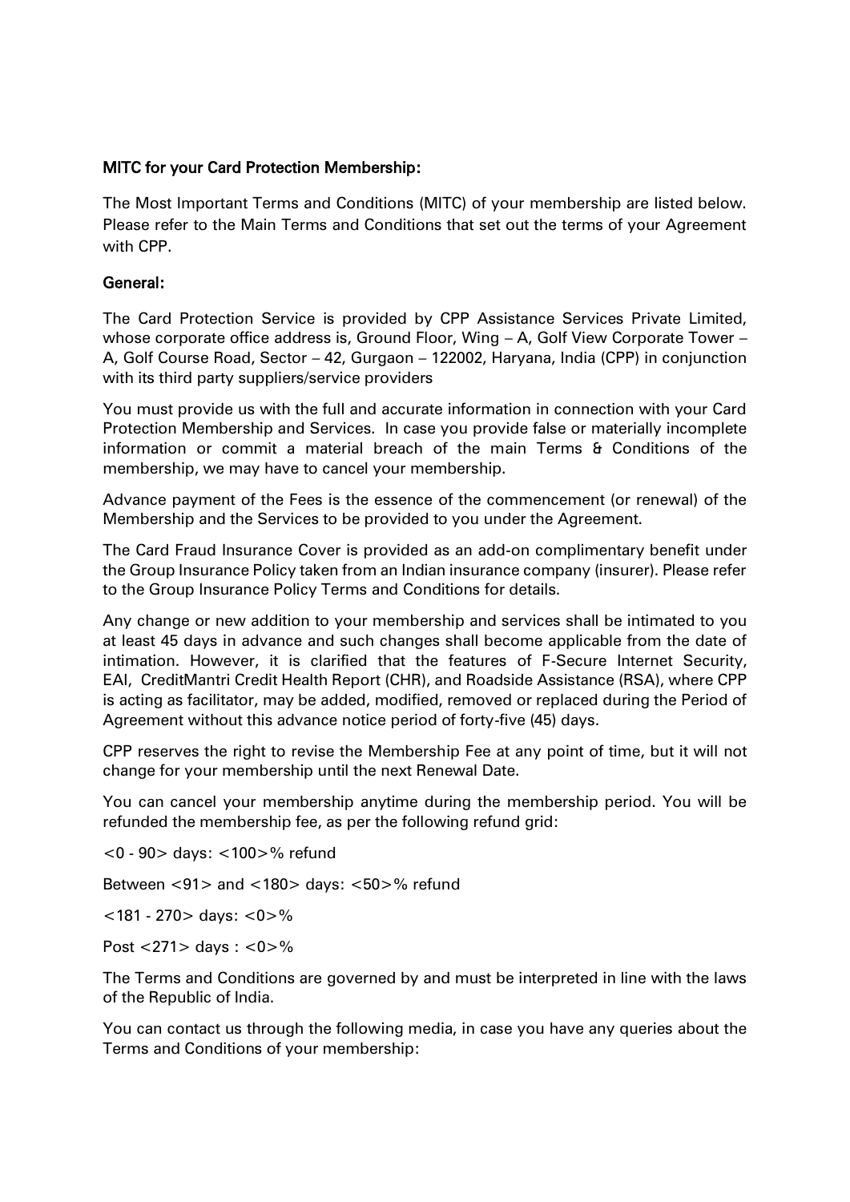### MITC for your Card Protection Membership:

The Most Important Terms and Conditions (MITC) of your membership are listed below. Please refer to the Main Terms and Conditions that set out the terms of your Agreement with CPP.

### General:

The Card Protection Service is provided by CPP Assistance Services Private Limited, whose corporate office address is, Ground Floor, Wing – A, Golf View Corporate Tower – A, Golf Course Road, Sector – 42, Gurgaon – 122002, Haryana, India (CPP) in conjunction with its third party suppliers/service providers

You must provide us with the full and accurate information in connection with your Card Protection Membership and Services. In case you provide false or materially incomplete information or commit a material breach of the main Terms & Conditions of the membership, we may have to cancel your membership.

Advance payment of the Fees is the essence of the commencement (or renewal) of the Membership and the Services to be provided to you under the Agreement.

The Card Fraud Insurance Cover is provided as an add-on complimentary benefit under the Group Insurance Policy taken from an Indian insurance company (insurer). Please refer to the Group Insurance Policy Terms and Conditions for details.

Any change or new addition to your membership and services shall be intimated to you at least 45 days in advance and such changes shall become applicable from the date of intimation. However, it is clarified that the features of F-Secure Internet Security, EAI, CreditMantri Credit Health Report (CHR), and Roadside Assistance (RSA), where CPP is acting as facilitator, may be added, modified, removed or replaced during the Period of Agreement without this advance notice period of forty-five (45) days.

CPP reserves the right to revise the Membership Fee at any point of time, but it will not change for your membership until the next Renewal Date.

You can cancel your membership anytime during the membership period. You will be refunded the membership fee, as per the following refund grid:

<0 - 90> days: <100>% refund

Between <91> and <180> days: <50>% refund

<181 - 270> days: <0>%

Post <271> days : <0>%

The Terms and Conditions are governed by and must be interpreted in line with the laws of the Republic of India.

You can contact us through the following media, in case you have any queries about the Terms and Conditions of your membership: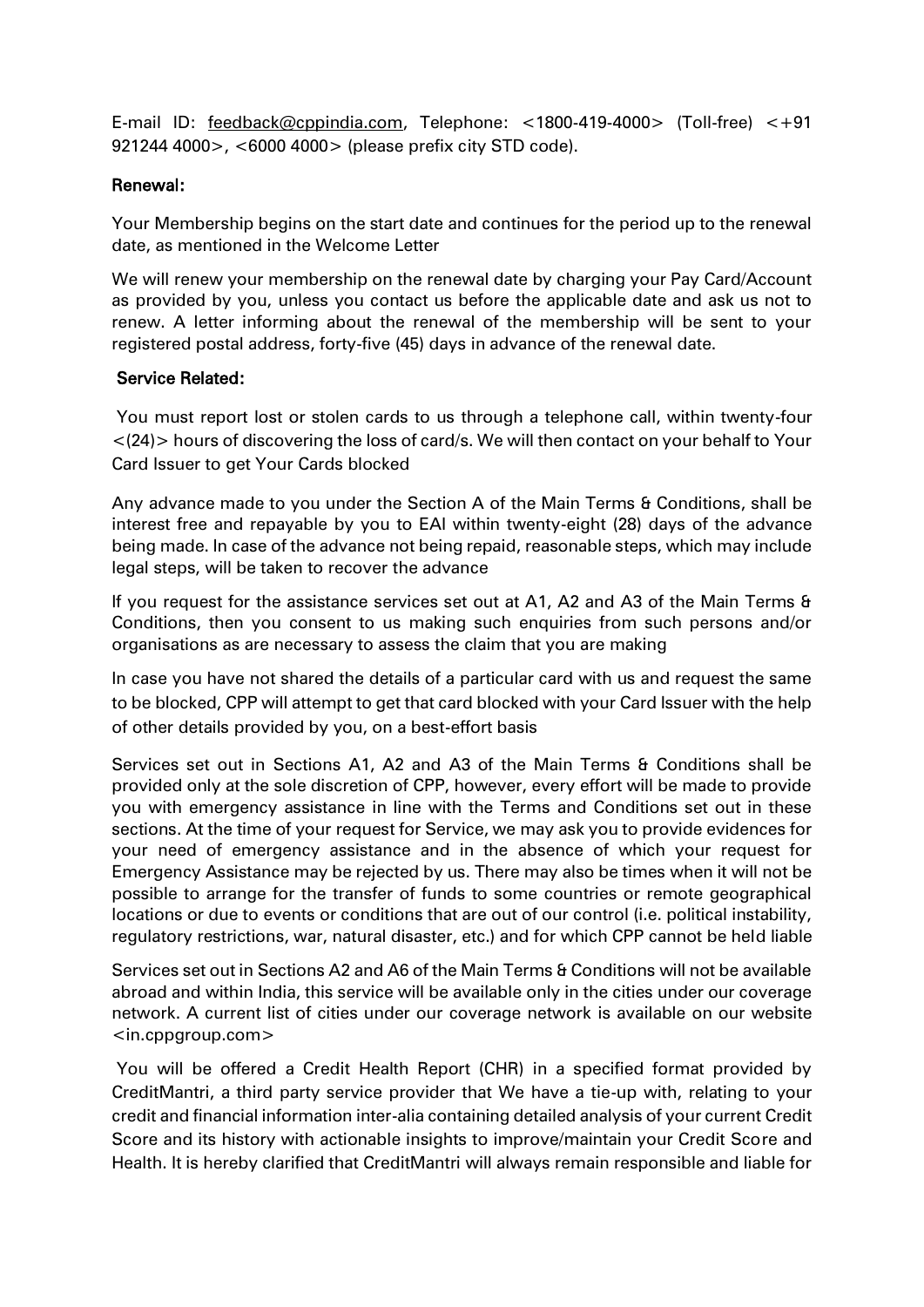E-mail ID: feedback@cppindia.com, Telephone: <1800-419-4000> (Toll-free) <+91 921244 4000>, <6000 4000> (please prefix city STD code).

**Renewal:**

Your Membership begins on the start date and continues for the period up to the renewal date, as mentioned in the Welcome Letter

We will renew your membership on the renewal date by charging your Pay Card/Account as provided by you, unless you contact us before the applicable date and ask us not to renew. A letter informing about the renewal of the membership will be sent to your registered postal address, forty-five (45) days in advance of the renewal date.

**Service Related:**

You must report lost or stolen cards to us through a telephone call, within twenty-four <(24)> hours of discovering the loss of card/s. We will then contact on your behalf to Your Card Issuer to get Your Cards blocked

Any advance made to you under the Section A of the Main Terms & Conditions, shall be interest free and repayable by you to EAI within twenty-eight (28) days of the advance being made. In case of the advance not being repaid, reasonable steps, which may include legal steps, will be taken to recover the advance

If you request for the assistance services set out at A1, A2 and A3 of the Main Terms & Conditions, then you consent to us making such enquiries from such persons and/or organisations as are necessary to assess the claim that you are making

In case you have not shared the details of a particular card with us and request the same to be blocked, CPP will attempt to get that card blocked with your Card Issuer with the help of other details provided by you, on a best-effort basis

Services set out in Sections A1, A2 and A3 of the Main Terms & Conditions shall be provided only at the sole discretion of CPP, however, every effort will be made to provide you with emergency assistance in line with the Terms and Conditions set out in these sections. At the time of your request for Service, we may ask you to provide evidences for your need of emergency assistance and in the absence of which your request for Emergency Assistance may be rejected by us. There may also be times when it will not be possible to arrange for the transfer of funds to some countries or remote geographical locations or due to events or conditions that are out of our control (i.e. political instability, regulatory restrictions, war, natural disaster, etc.) and for which CPP cannot be held liable

Services set out in Sections A2 and A6 of the Main Terms & Conditions will not be available abroad and within India, this service will be available only in the cities under our coverage network. A current list of cities under our coverage network is available on our website <in.cppgroup.com>

You will be offered a Credit Health Report (CHR) in a specified format provided by CreditMantri, a third party service provider that We have a tie-up with, relating to your credit and financial information inter-alia containing detailed analysis of your current Credit Score and its history with actionable insights to improve/maintain your Credit Score and Health. It is hereby clarified that CreditMantri will always remain responsible and liable for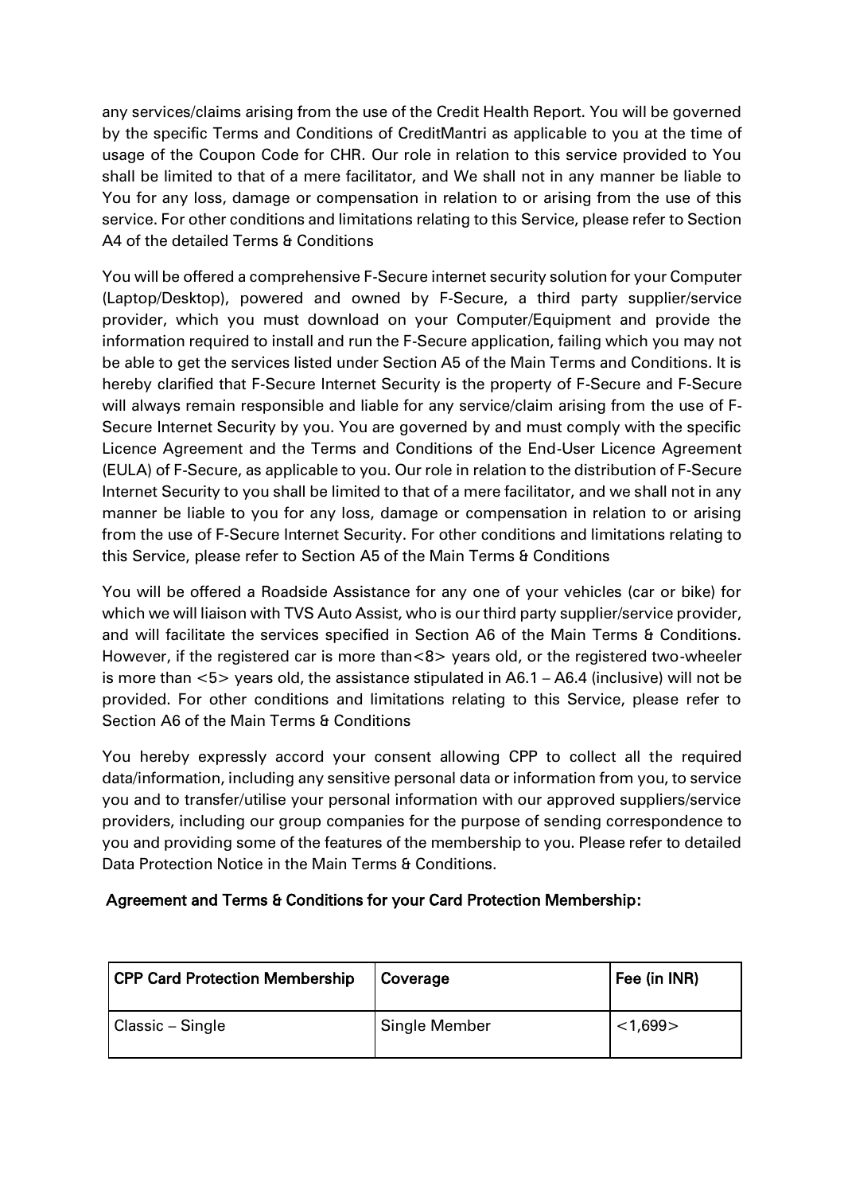any services/claims arising from the use of the Credit Health Report. You will be governed by the specific Terms and Conditions of CreditMantri as applicable to you at the time of usage of the Coupon Code for CHR. Our role in relation to this service provided to You shall be limited to that of a mere facilitator, and We shall not in any manner be liable to You for any loss, damage or compensation in relation to or arising from the use of this service. For other conditions and limitations relating to this Service, please refer to Section A4 of the detailed Terms & Conditions

You will be offered a comprehensive F-Secure internet security solution for your Computer (Laptop/Desktop), powered and owned by F-Secure, a third party supplier/service provider, which you must download on your Computer/Equipment and provide the information required to install and run the F-Secure application, failing which you may not be able to get the services listed under Section A5 of the Main Terms and Conditions. It is hereby clarified that F-Secure Internet Security is the property of F-Secure and F-Secure will always remain responsible and liable for any service/claim arising from the use of F-Secure Internet Security by you. You are governed by and must comply with the specific Licence Agreement and the Terms and Conditions of the End-User Licence Agreement (EULA) of F-Secure, as applicable to you. Our role in relation to the distribution of F-Secure Internet Security to you shall be limited to that of a mere facilitator, and we shall not in any manner be liable to you for any loss, damage or compensation in relation to or arising from the use of F-Secure Internet Security. For other conditions and limitations relating to this Service, please refer to Section A5 of the Main Terms & Conditions

You will be offered a Roadside Assistance for any one of your vehicles (car or bike) for which we will liaison with TVS Auto Assist, who is our third party supplier/service provider, and will facilitate the services specified in Section A6 of the Main Terms & Conditions. However, if the registered car is more than<8> years old, or the registered two-wheeler is more than <5> years old, the assistance stipulated in A6.1 – A6.4 (inclusive) will not be provided. For other conditions and limitations relating to this Service, please refer to Section A6 of the Main Terms & Conditions

You hereby expressly accord your consent allowing CPP to collect all the required data/information, including any sensitive personal data or information from you, to service you and to transfer/utilise your personal information with our approved suppliers/service providers, including our group companies for the purpose of sending correspondence to you and providing some of the features of the membership to you. Please refer to detailed Data Protection Notice in the Main Terms & Conditions.

**Agreement and Terms & Conditions for your Card Protection Membership:**

| CPP Card Protection Membership | Coverage | Fee (in INR) |
|---|---|---|
| Classic – Single | Single Member | <1,699> |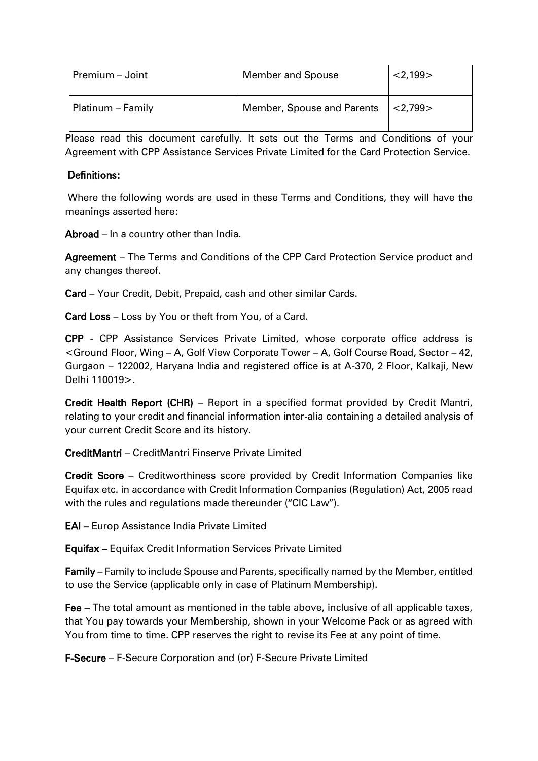| Premium – Joint | Member and Spouse | <2,199> |
|---|---|---|
| Platinum – Family | Member, Spouse and Parents | <2,799> |

Please read this document carefully. It sets out the Terms and Conditions of your Agreement with CPP Assistance Services Private Limited for the Card Protection Service.

**Definitions:**

Where the following words are used in these Terms and Conditions, they will have the meanings asserted here:

**Abroad** – In a country other than India.

**Agreement** – The Terms and Conditions of the CPP Card Protection Service product and any changes thereof.

**Card** – Your Credit, Debit, Prepaid, cash and other similar Cards.

**Card Loss** – Loss by You or theft from You, of a Card.

**CPP** - CPP Assistance Services Private Limited, whose corporate office address is <Ground Floor, Wing – A, Golf View Corporate Tower – A, Golf Course Road, Sector – 42, Gurgaon – 122002, Haryana India and registered office is at A-370, 2 Floor, Kalkaji, New Delhi 110019>.

**Credit Health Report (CHR)** – Report in a specified format provided by Credit Mantri, relating to your credit and financial information inter-alia containing a detailed analysis of your current Credit Score and its history.

**CreditMantri** – CreditMantri Finserve Private Limited

**Credit Score** – Creditworthiness score provided by Credit Information Companies like Equifax etc. in accordance with Credit Information Companies (Regulation) Act, 2005 read with the rules and regulations made thereunder ("CIC Law").

**EAI** – Europ Assistance India Private Limited

**Equifax** – Equifax Credit Information Services Private Limited

**Family** – Family to include Spouse and Parents, specifically named by the Member, entitled to use the Service (applicable only in case of Platinum Membership).

**Fee** – The total amount as mentioned in the table above, inclusive of all applicable taxes, that You pay towards your Membership, shown in your Welcome Pack or as agreed with You from time to time. CPP reserves the right to revise its Fee at any point of time.

**F-Secure** – F-Secure Corporation and (or) F-Secure Private Limited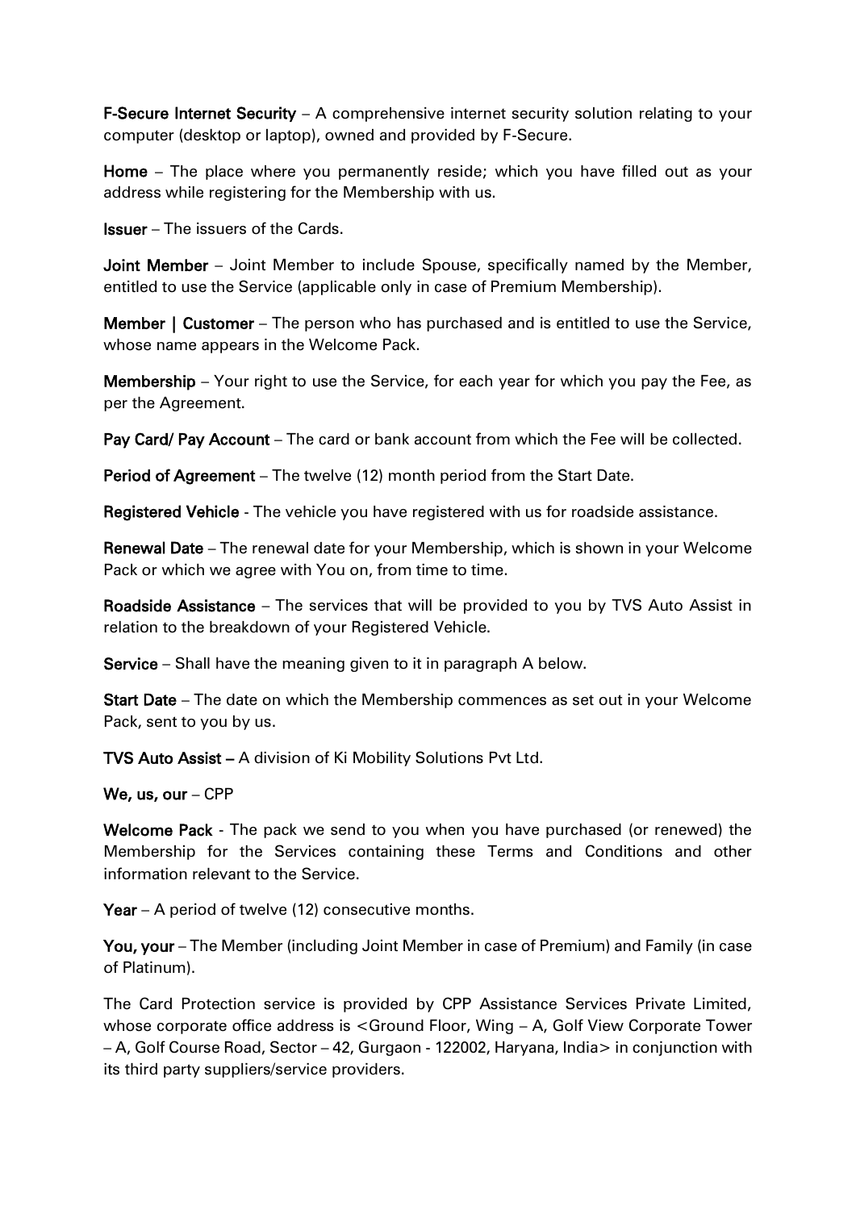**F-Secure Internet Security** – A comprehensive internet security solution relating to your computer (desktop or laptop), owned and provided by F-Secure.

**Home** – The place where you permanently reside; which you have filled out as your address while registering for the Membership with us.

**Issuer** – The issuers of the Cards.

**Joint Member** – Joint Member to include Spouse, specifically named by the Member, entitled to use the Service (applicable only in case of Premium Membership).

**Member | Customer** – The person who has purchased and is entitled to use the Service, whose name appears in the Welcome Pack.

**Membership** – Your right to use the Service, for each year for which you pay the Fee, as per the Agreement.

**Pay Card/ Pay Account** – The card or bank account from which the Fee will be collected.

**Period of Agreement** – The twelve (12) month period from the Start Date.

**Registered Vehicle** - The vehicle you have registered with us for roadside assistance.

**Renewal Date** – The renewal date for your Membership, which is shown in your Welcome Pack or which we agree with You on, from time to time.

**Roadside Assistance** – The services that will be provided to you by TVS Auto Assist in relation to the breakdown of your Registered Vehicle.

**Service** – Shall have the meaning given to it in paragraph A below.

**Start Date** – The date on which the Membership commences as set out in your Welcome Pack, sent to you by us.

**TVS Auto Assist –** A division of Ki Mobility Solutions Pvt Ltd.

**We, us, our** – CPP

**Welcome Pack** - The pack we send to you when you have purchased (or renewed) the Membership for the Services containing these Terms and Conditions and other information relevant to the Service.

**Year** – A period of twelve (12) consecutive months.

**You, your** – The Member (including Joint Member in case of Premium) and Family (in case of Platinum).

The Card Protection service is provided by CPP Assistance Services Private Limited, whose corporate office address is <Ground Floor, Wing – A, Golf View Corporate Tower – A, Golf Course Road, Sector – 42, Gurgaon - 122002, Haryana, India> in conjunction with its third party suppliers/service providers.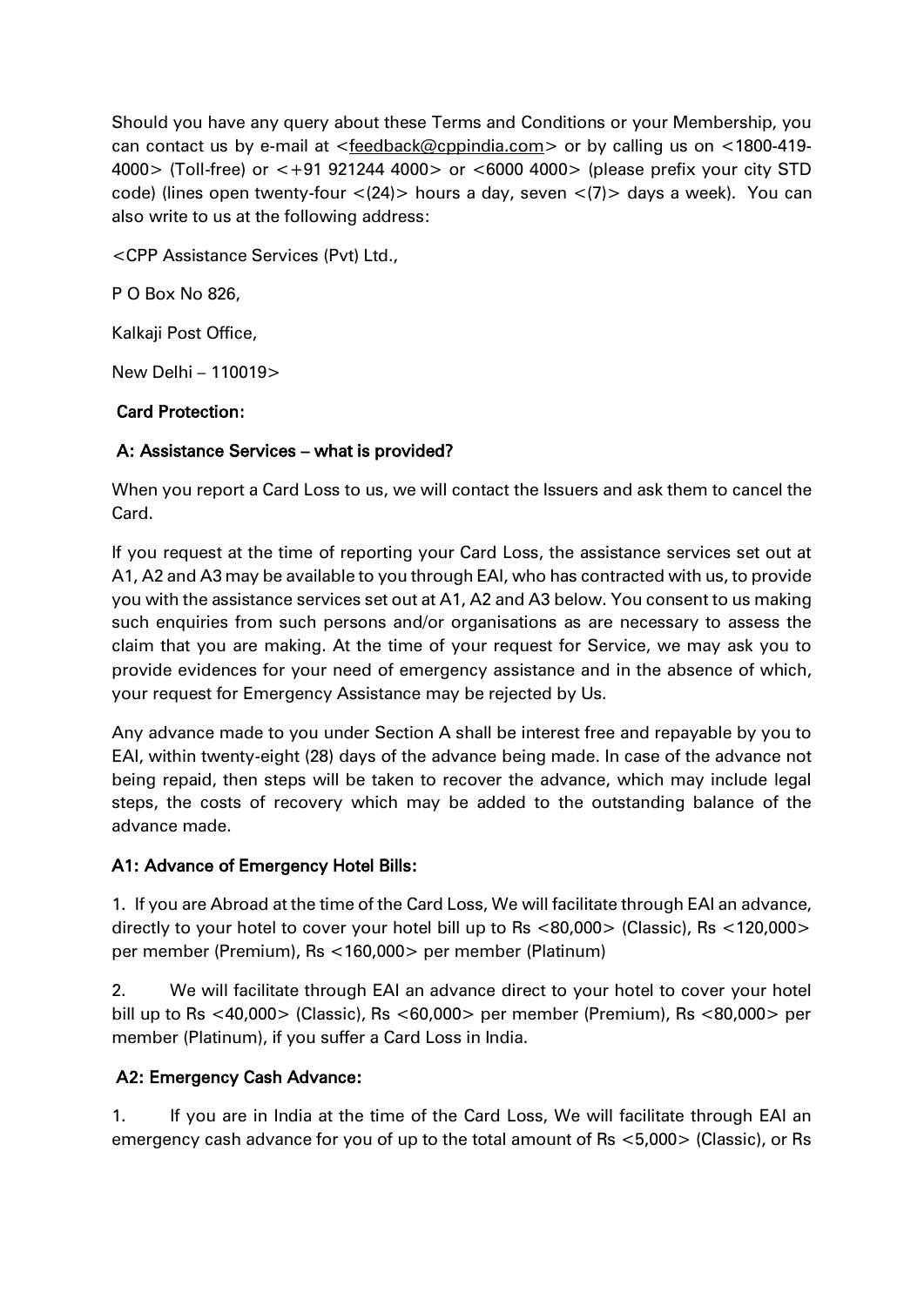Should you have any query about these Terms and Conditions or your Membership, you can contact us by e-mail at <feedback@cppindia.com> or by calling us on <1800-419-4000> (Toll-free) or <+91 921244 4000> or <6000 4000> (please prefix your city STD code) (lines open twenty-four <(24)> hours a day, seven <(7)> days a week). You can also write to us at the following address:

<CPP Assistance Services (Pvt) Ltd.,

P O Box No 826,

Kalkaji Post Office,

New Delhi – 110019>

**Card Protection:**

**A: Assistance Services – what is provided?**

When you report a Card Loss to us, we will contact the Issuers and ask them to cancel the Card.

If you request at the time of reporting your Card Loss, the assistance services set out at A1, A2 and A3 may be available to you through EAI, who has contracted with us, to provide you with the assistance services set out at A1, A2 and A3 below. You consent to us making such enquiries from such persons and/or organisations as are necessary to assess the claim that you are making. At the time of your request for Service, we may ask you to provide evidences for your need of emergency assistance and in the absence of which, your request for Emergency Assistance may be rejected by Us.

Any advance made to you under Section A shall be interest free and repayable by you to EAI, within twenty-eight (28) days of the advance being made. In case of the advance not being repaid, then steps will be taken to recover the advance, which may include legal steps, the costs of recovery which may be added to the outstanding balance of the advance made.

**A1: Advance of Emergency Hotel Bills:**

1. If you are Abroad at the time of the Card Loss, We will facilitate through EAI an advance, directly to your hotel to cover your hotel bill up to Rs <80,000> (Classic), Rs <120,000> per member (Premium), Rs <160,000> per member (Platinum)

2. We will facilitate through EAI an advance direct to your hotel to cover your hotel bill up to Rs <40,000> (Classic), Rs <60,000> per member (Premium), Rs <80,000> per member (Platinum), if you suffer a Card Loss in India.

**A2: Emergency Cash Advance:**

1. If you are in India at the time of the Card Loss, We will facilitate through EAI an emergency cash advance for you of up to the total amount of Rs <5,000> (Classic), or Rs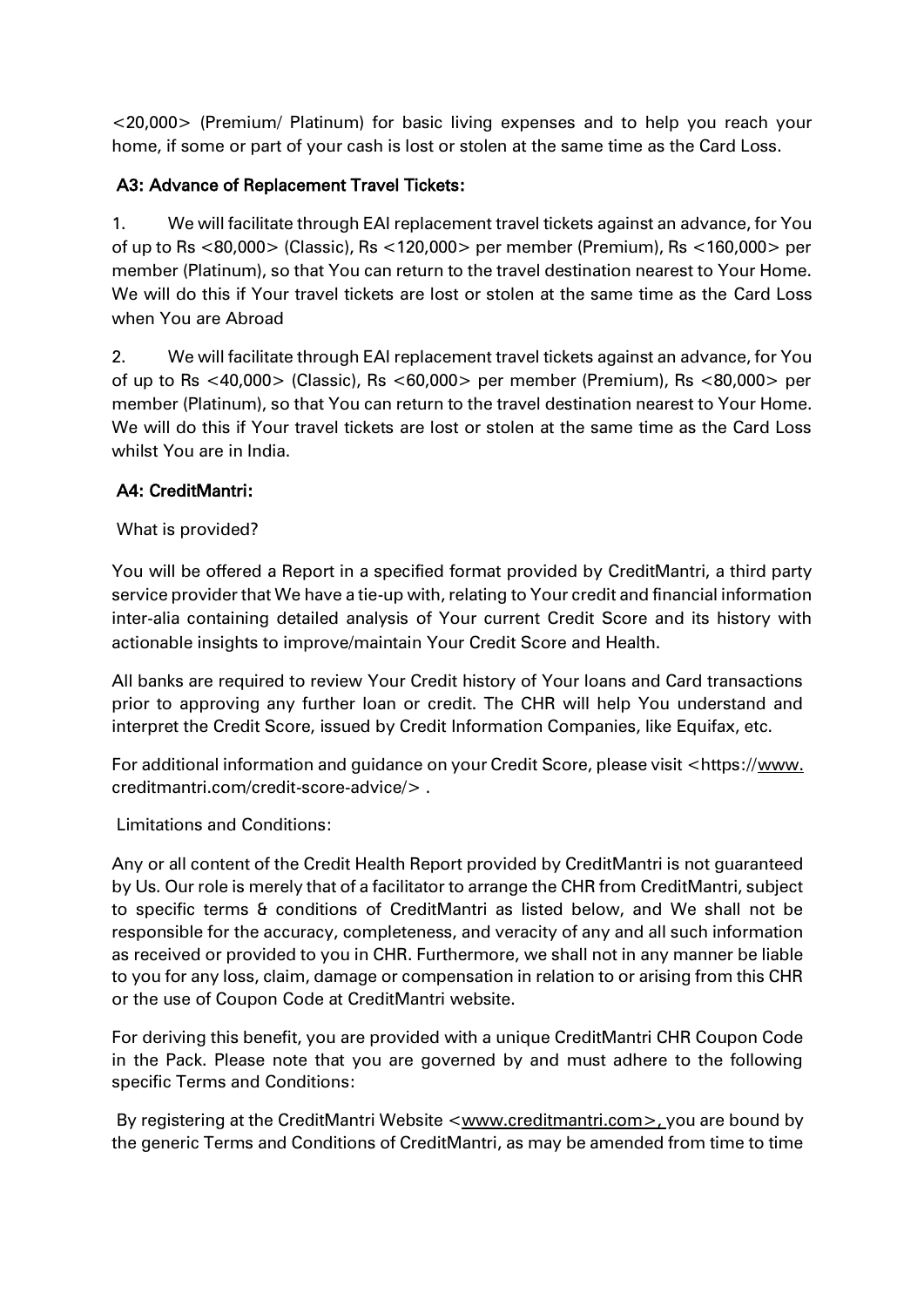<20,000> (Premium/ Platinum) for basic living expenses and to help you reach your home, if some or part of your cash is lost or stolen at the same time as the Card Loss.

### A3: Advance of Replacement Travel Tickets:

1. We will facilitate through EAI replacement travel tickets against an advance, for You of up to Rs <80,000> (Classic), Rs <120,000> per member (Premium), Rs <160,000> per member (Platinum), so that You can return to the travel destination nearest to Your Home. We will do this if Your travel tickets are lost or stolen at the same time as the Card Loss when You are Abroad

2. We will facilitate through EAI replacement travel tickets against an advance, for You of up to Rs <40,000> (Classic), Rs <60,000> per member (Premium), Rs <80,000> per member (Platinum), so that You can return to the travel destination nearest to Your Home. We will do this if Your travel tickets are lost or stolen at the same time as the Card Loss whilst You are in India.

### A4: CreditMantri:

What is provided?

You will be offered a Report in a specified format provided by CreditMantri, a third party service provider that We have a tie-up with, relating to Your credit and financial information inter-alia containing detailed analysis of Your current Credit Score and its history with actionable insights to improve/maintain Your Credit Score and Health.

All banks are required to review Your Credit history of Your loans and Card transactions prior to approving any further loan or credit. The CHR will help You understand and interpret the Credit Score, issued by Credit Information Companies, like Equifax, etc.

For additional information and guidance on your Credit Score, please visit <https://www.creditmantri.com/credit-score-advice/> .

Limitations and Conditions:

Any or all content of the Credit Health Report provided by CreditMantri is not guaranteed by Us. Our role is merely that of a facilitator to arrange the CHR from CreditMantri, subject to specific terms & conditions of CreditMantri as listed below, and We shall not be responsible for the accuracy, completeness, and veracity of any and all such information as received or provided to you in CHR. Furthermore, we shall not in any manner be liable to you for any loss, claim, damage or compensation in relation to or arising from this CHR or the use of Coupon Code at CreditMantri website.

For deriving this benefit, you are provided with a unique CreditMantri CHR Coupon Code in the Pack. Please note that you are governed by and must adhere to the following specific Terms and Conditions:

By registering at the CreditMantri Website <www.creditmantri.com>, you are bound by the generic Terms and Conditions of CreditMantri, as may be amended from time to time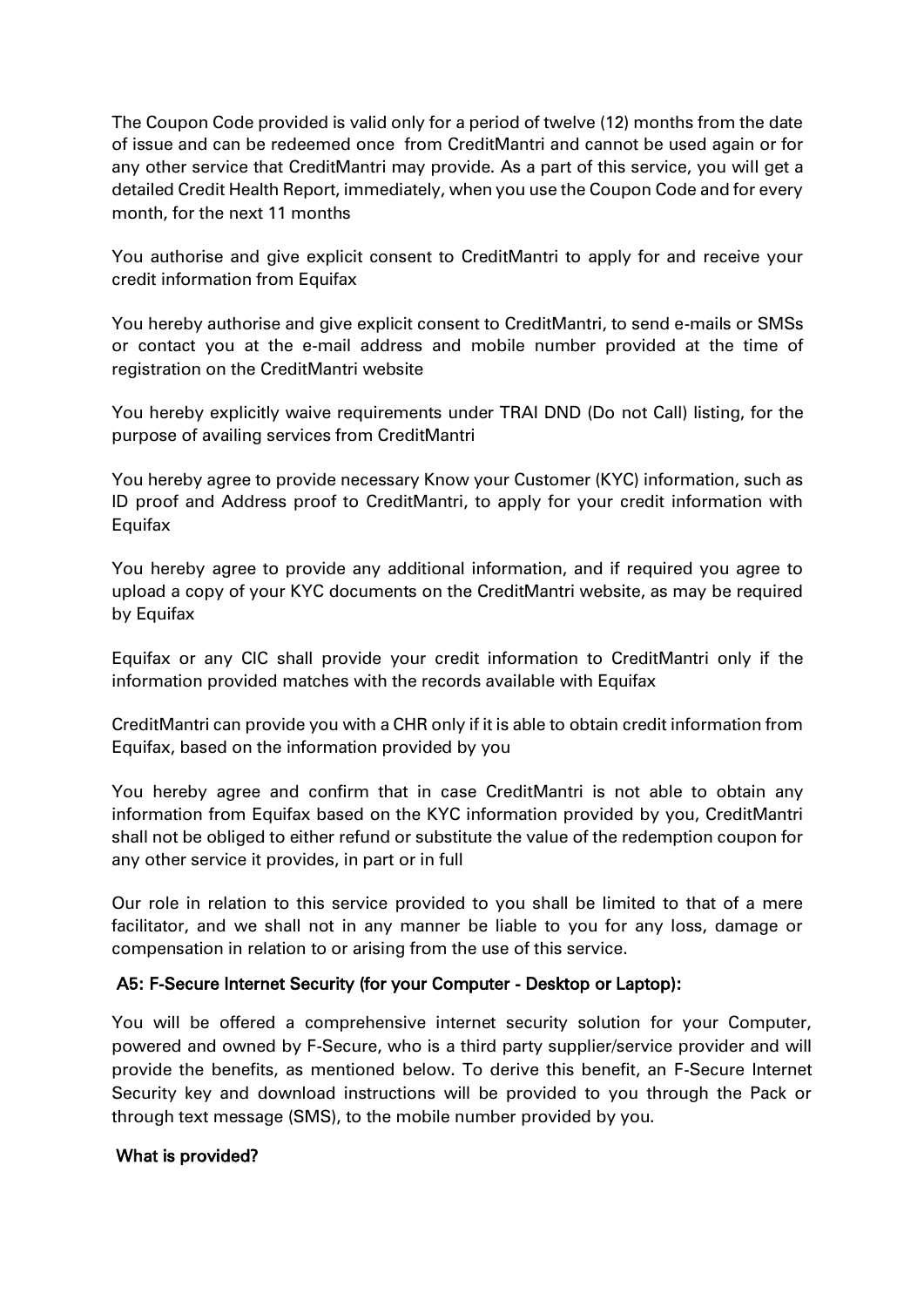The Coupon Code provided is valid only for a period of twelve (12) months from the date of issue and can be redeemed once from CreditMantri and cannot be used again or for any other service that CreditMantri may provide. As a part of this service, you will get a detailed Credit Health Report, immediately, when you use the Coupon Code and for every month, for the next 11 months

You authorise and give explicit consent to CreditMantri to apply for and receive your credit information from Equifax

You hereby authorise and give explicit consent to CreditMantri, to send e-mails or SMSs or contact you at the e-mail address and mobile number provided at the time of registration on the CreditMantri website

You hereby explicitly waive requirements under TRAI DND (Do not Call) listing, for the purpose of availing services from CreditMantri

You hereby agree to provide necessary Know your Customer (KYC) information, such as ID proof and Address proof to CreditMantri, to apply for your credit information with Equifax

You hereby agree to provide any additional information, and if required you agree to upload a copy of your KYC documents on the CreditMantri website, as may be required by Equifax

Equifax or any CIC shall provide your credit information to CreditMantri only if the information provided matches with the records available with Equifax

CreditMantri can provide you with a CHR only if it is able to obtain credit information from Equifax, based on the information provided by you

You hereby agree and confirm that in case CreditMantri is not able to obtain any information from Equifax based on the KYC information provided by you, CreditMantri shall not be obliged to either refund or substitute the value of the redemption coupon for any other service it provides, in part or in full

Our role in relation to this service provided to you shall be limited to that of a mere facilitator, and we shall not in any manner be liable to you for any loss, damage or compensation in relation to or arising from the use of this service.

**A5: F-Secure Internet Security (for your Computer - Desktop or Laptop):**

You will be offered a comprehensive internet security solution for your Computer, powered and owned by F-Secure, who is a third party supplier/service provider and will provide the benefits, as mentioned below. To derive this benefit, an F-Secure Internet Security key and download instructions will be provided to you through the Pack or through text message (SMS), to the mobile number provided by you.

**What is provided?**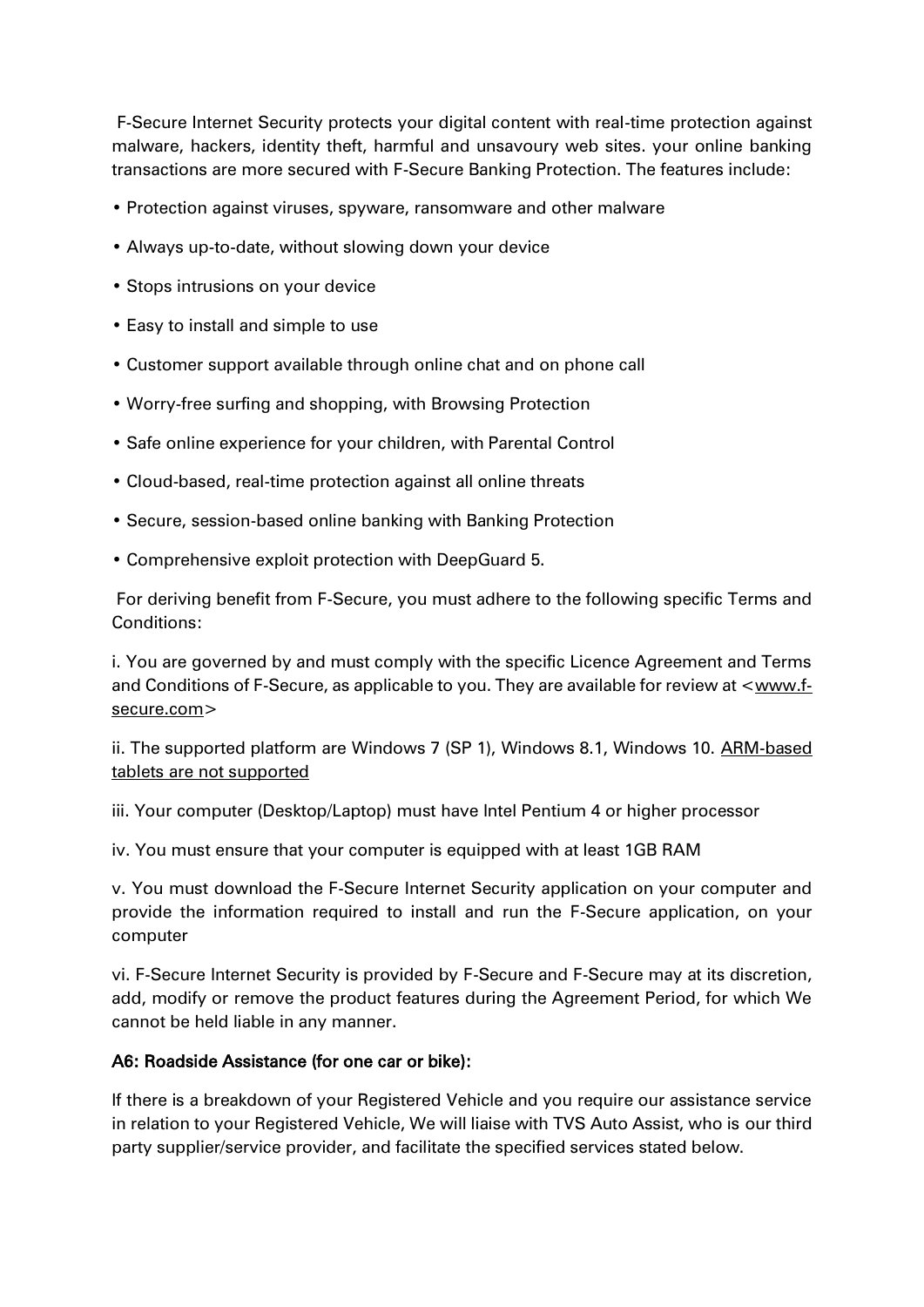F-Secure Internet Security protects your digital content with real-time protection against malware, hackers, identity theft, harmful and unsavoury web sites. your online banking transactions are more secured with F-Secure Banking Protection. The features include:

- Protection against viruses, spyware, ransomware and other malware
- Always up-to-date, without slowing down your device
- Stops intrusions on your device
- Easy to install and simple to use
- Customer support available through online chat and on phone call
- Worry-free surfing and shopping, with Browsing Protection
- Safe online experience for your children, with Parental Control
- Cloud-based, real-time protection against all online threats
- Secure, session-based online banking with Banking Protection
- Comprehensive exploit protection with DeepGuard 5.

For deriving benefit from F-Secure, you must adhere to the following specific Terms and Conditions:

i. You are governed by and must comply with the specific Licence Agreement and Terms and Conditions of F-Secure, as applicable to you. They are available for review at <www.f-secure.com>

ii. The supported platform are Windows 7 (SP 1), Windows 8.1, Windows 10. ARM-based tablets are not supported

iii. Your computer (Desktop/Laptop) must have Intel Pentium 4 or higher processor

iv. You must ensure that your computer is equipped with at least 1GB RAM

v. You must download the F-Secure Internet Security application on your computer and provide the information required to install and run the F-Secure application, on your computer

vi. F-Secure Internet Security is provided by F-Secure and F-Secure may at its discretion, add, modify or remove the product features during the Agreement Period, for which We cannot be held liable in any manner.

**A6: Roadside Assistance (for one car or bike):**

If there is a breakdown of your Registered Vehicle and you require our assistance service in relation to your Registered Vehicle, We will liaise with TVS Auto Assist, who is our third party supplier/service provider, and facilitate the specified services stated below.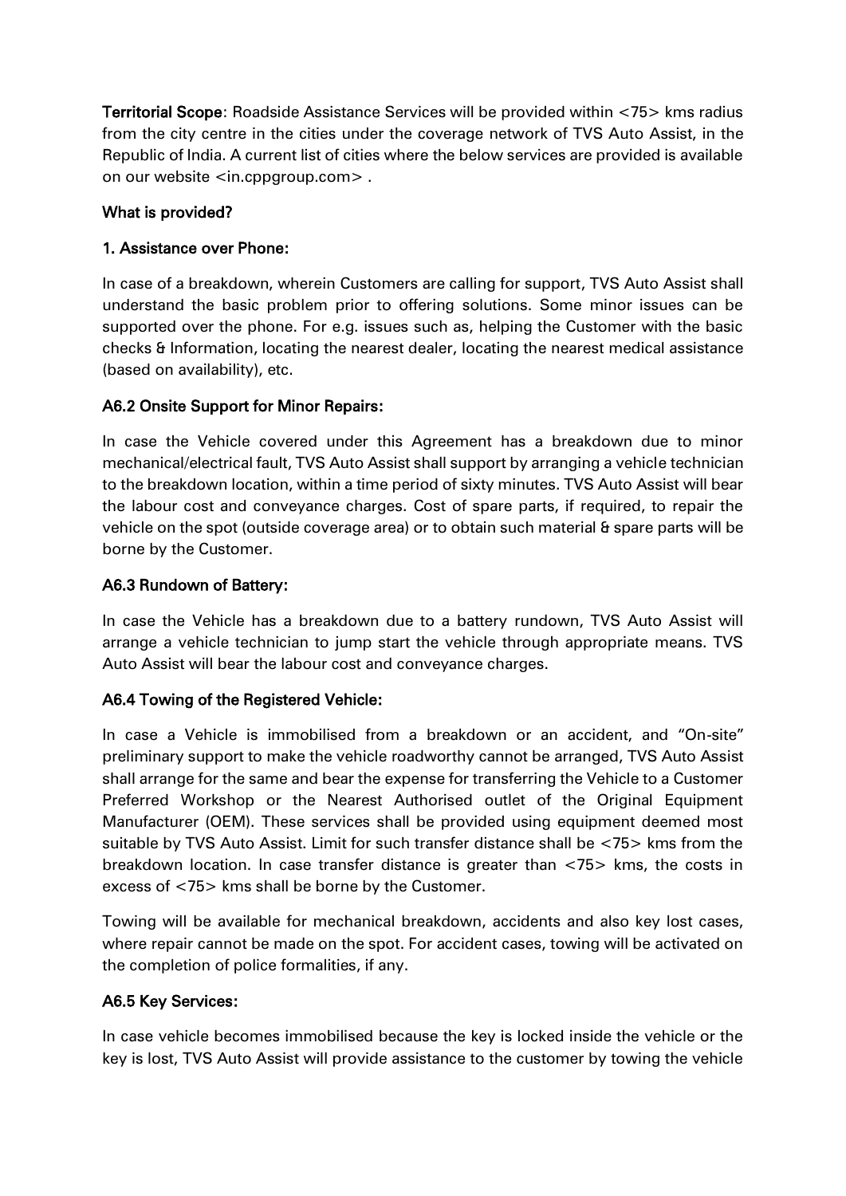**Territorial Scope**: Roadside Assistance Services will be provided within <75> kms radius from the city centre in the cities under the coverage network of TVS Auto Assist, in the Republic of India. A current list of cities where the below services are provided is available on our website <in.cppgroup.com> .

**What is provided?**

**1. Assistance over Phone:**

In case of a breakdown, wherein Customers are calling for support, TVS Auto Assist shall understand the basic problem prior to offering solutions. Some minor issues can be supported over the phone. For e.g. issues such as, helping the Customer with the basic checks & Information, locating the nearest dealer, locating the nearest medical assistance (based on availability), etc.

**A6.2 Onsite Support for Minor Repairs:**

In case the Vehicle covered under this Agreement has a breakdown due to minor mechanical/electrical fault, TVS Auto Assist shall support by arranging a vehicle technician to the breakdown location, within a time period of sixty minutes. TVS Auto Assist will bear the labour cost and conveyance charges. Cost of spare parts, if required, to repair the vehicle on the spot (outside coverage area) or to obtain such material & spare parts will be borne by the Customer.

**A6.3 Rundown of Battery:**

In case the Vehicle has a breakdown due to a battery rundown, TVS Auto Assist will arrange a vehicle technician to jump start the vehicle through appropriate means. TVS Auto Assist will bear the labour cost and conveyance charges.

**A6.4 Towing of the Registered Vehicle:**

In case a Vehicle is immobilised from a breakdown or an accident, and "On-site" preliminary support to make the vehicle roadworthy cannot be arranged, TVS Auto Assist shall arrange for the same and bear the expense for transferring the Vehicle to a Customer Preferred Workshop or the Nearest Authorised outlet of the Original Equipment Manufacturer (OEM). These services shall be provided using equipment deemed most suitable by TVS Auto Assist. Limit for such transfer distance shall be <75> kms from the breakdown location. In case transfer distance is greater than <75> kms, the costs in excess of <75> kms shall be borne by the Customer.

Towing will be available for mechanical breakdown, accidents and also key lost cases, where repair cannot be made on the spot. For accident cases, towing will be activated on the completion of police formalities, if any.

**A6.5 Key Services:**

In case vehicle becomes immobilised because the key is locked inside the vehicle or the key is lost, TVS Auto Assist will provide assistance to the customer by towing the vehicle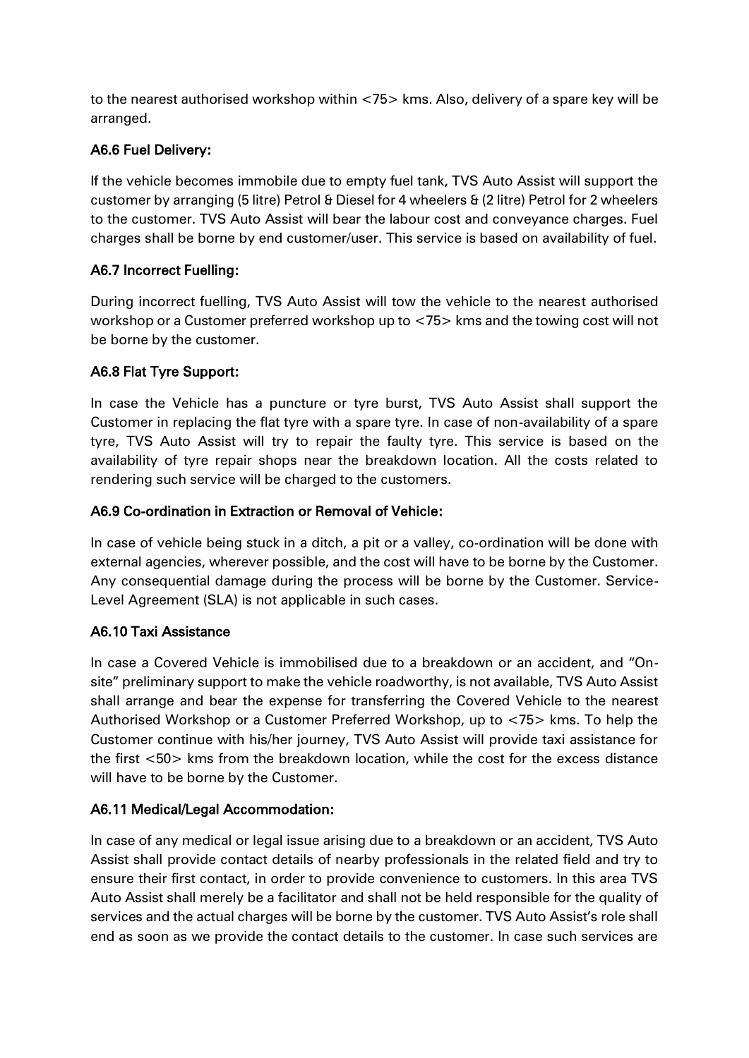to the nearest authorised workshop within <75> kms. Also, delivery of a spare key will be arranged.

### A6.6 Fuel Delivery:

If the vehicle becomes immobile due to empty fuel tank, TVS Auto Assist will support the customer by arranging (5 litre) Petrol & Diesel for 4 wheelers & (2 litre) Petrol for 2 wheelers to the customer. TVS Auto Assist will bear the labour cost and conveyance charges. Fuel charges shall be borne by end customer/user. This service is based on availability of fuel.

### A6.7 Incorrect Fuelling:

During incorrect fuelling, TVS Auto Assist will tow the vehicle to the nearest authorised workshop or a Customer preferred workshop up to <75> kms and the towing cost will not be borne by the customer.

### A6.8 Flat Tyre Support:

In case the Vehicle has a puncture or tyre burst, TVS Auto Assist shall support the Customer in replacing the flat tyre with a spare tyre. In case of non-availability of a spare tyre, TVS Auto Assist will try to repair the faulty tyre. This service is based on the availability of tyre repair shops near the breakdown location. All the costs related to rendering such service will be charged to the customers.

### A6.9 Co-ordination in Extraction or Removal of Vehicle:

In case of vehicle being stuck in a ditch, a pit or a valley, co-ordination will be done with external agencies, wherever possible, and the cost will have to be borne by the Customer. Any consequential damage during the process will be borne by the Customer. Service-Level Agreement (SLA) is not applicable in such cases.

### A6.10 Taxi Assistance

In case a Covered Vehicle is immobilised due to a breakdown or an accident, and "On-site" preliminary support to make the vehicle roadworthy, is not available, TVS Auto Assist shall arrange and bear the expense for transferring the Covered Vehicle to the nearest Authorised Workshop or a Customer Preferred Workshop, up to <75> kms. To help the Customer continue with his/her journey, TVS Auto Assist will provide taxi assistance for the first <50> kms from the breakdown location, while the cost for the excess distance will have to be borne by the Customer.

### A6.11 Medical/Legal Accommodation:

In case of any medical or legal issue arising due to a breakdown or an accident, TVS Auto Assist shall provide contact details of nearby professionals in the related field and try to ensure their first contact, in order to provide convenience to customers. In this area TVS Auto Assist shall merely be a facilitator and shall not be held responsible for the quality of services and the actual charges will be borne by the customer. TVS Auto Assist's role shall end as soon as we provide the contact details to the customer. In case such services are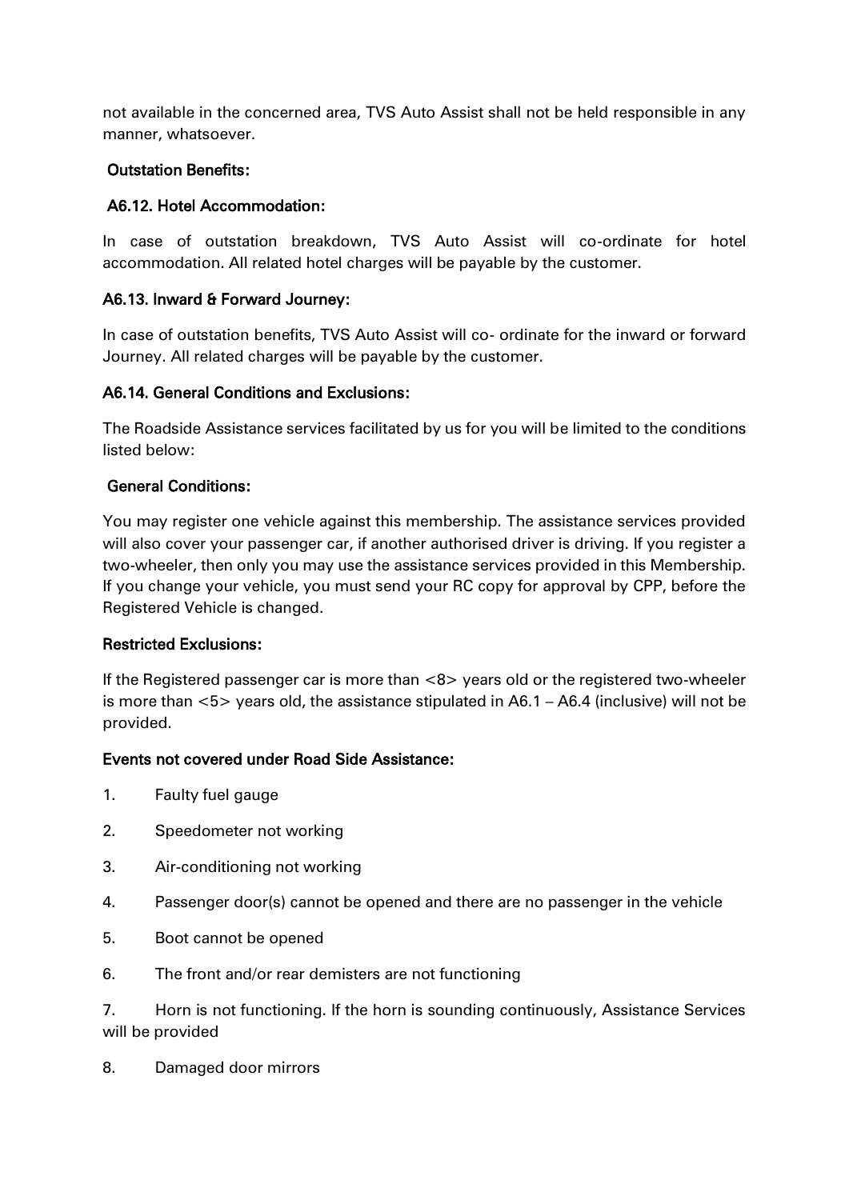not available in the concerned area, TVS Auto Assist shall not be held responsible in any manner, whatsoever.

**Outstation Benefits:**

**A6.12. Hotel Accommodation:**

In case of outstation breakdown, TVS Auto Assist will co-ordinate for hotel accommodation. All related hotel charges will be payable by the customer.

**A6.13. Inward & Forward Journey:**

In case of outstation benefits, TVS Auto Assist will co- ordinate for the inward or forward Journey. All related charges will be payable by the customer.

**A6.14. General Conditions and Exclusions:**

The Roadside Assistance services facilitated by us for you will be limited to the conditions listed below:

**General Conditions:**

You may register one vehicle against this membership. The assistance services provided will also cover your passenger car, if another authorised driver is driving. If you register a two-wheeler, then only you may use the assistance services provided in this Membership. If you change your vehicle, you must send your RC copy for approval by CPP, before the Registered Vehicle is changed.

**Restricted Exclusions:**

If the Registered passenger car is more than <8> years old or the registered two-wheeler is more than <5> years old, the assistance stipulated in A6.1 – A6.4 (inclusive) will not be provided.

**Events not covered under Road Side Assistance:**

1. Faulty fuel gauge
2. Speedometer not working
3. Air-conditioning not working
4. Passenger door(s) cannot be opened and there are no passenger in the vehicle
5. Boot cannot be opened
6. The front and/or rear demisters are not functioning
7. Horn is not functioning. If the horn is sounding continuously, Assistance Services will be provided
8. Damaged door mirrors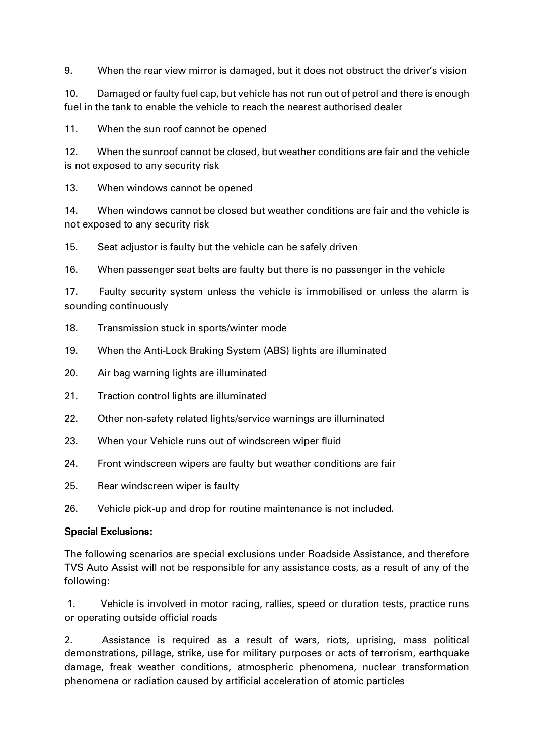9. When the rear view mirror is damaged, but it does not obstruct the driver's vision

10. Damaged or faulty fuel cap, but vehicle has not run out of petrol and there is enough fuel in the tank to enable the vehicle to reach the nearest authorised dealer

11. When the sun roof cannot be opened

12. When the sunroof cannot be closed, but weather conditions are fair and the vehicle is not exposed to any security risk

13. When windows cannot be opened

14. When windows cannot be closed but weather conditions are fair and the vehicle is not exposed to any security risk

15. Seat adjustor is faulty but the vehicle can be safely driven

16. When passenger seat belts are faulty but there is no passenger in the vehicle

17. Faulty security system unless the vehicle is immobilised or unless the alarm is sounding continuously

18. Transmission stuck in sports/winter mode

19. When the Anti-Lock Braking System (ABS) lights are illuminated

20. Air bag warning lights are illuminated

21. Traction control lights are illuminated

22. Other non-safety related lights/service warnings are illuminated

23. When your Vehicle runs out of windscreen wiper fluid

24. Front windscreen wipers are faulty but weather conditions are fair

25. Rear windscreen wiper is faulty

26. Vehicle pick-up and drop for routine maintenance is not included.

**Special Exclusions:**

The following scenarios are special exclusions under Roadside Assistance, and therefore TVS Auto Assist will not be responsible for any assistance costs, as a result of any of the following:

1. Vehicle is involved in motor racing, rallies, speed or duration tests, practice runs or operating outside official roads

2. Assistance is required as a result of wars, riots, uprising, mass political demonstrations, pillage, strike, use for military purposes or acts of terrorism, earthquake damage, freak weather conditions, atmospheric phenomena, nuclear transformation phenomena or radiation caused by artificial acceleration of atomic particles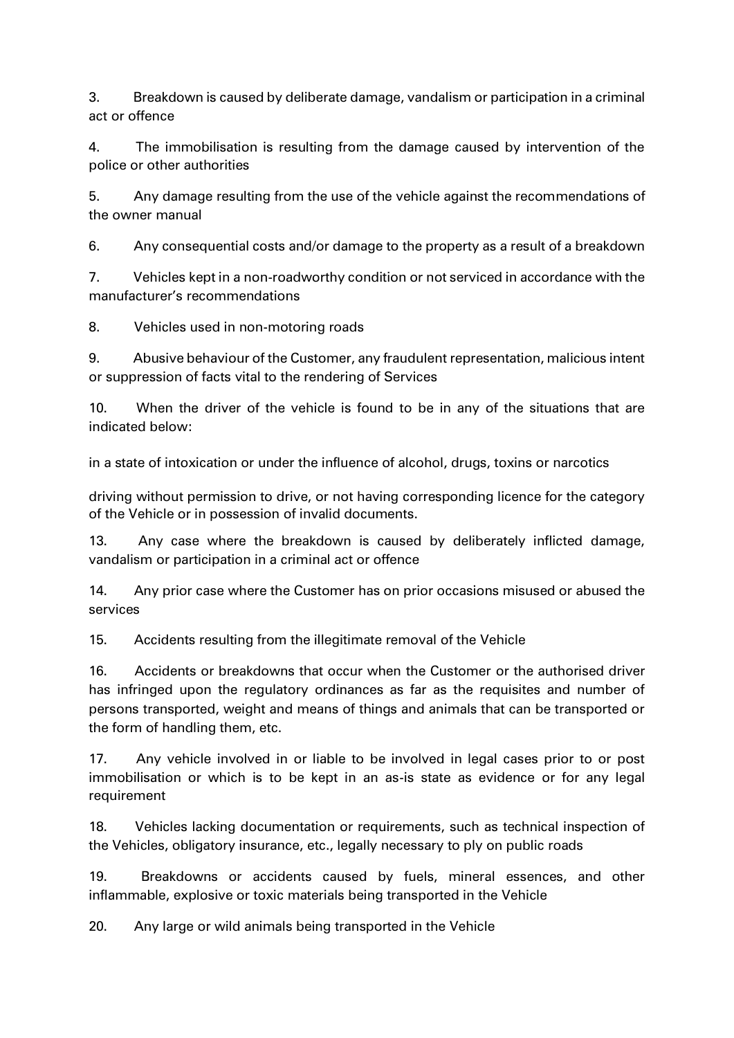3. Breakdown is caused by deliberate damage, vandalism or participation in a criminal act or offence

4. The immobilisation is resulting from the damage caused by intervention of the police or other authorities

5. Any damage resulting from the use of the vehicle against the recommendations of the owner manual

6. Any consequential costs and/or damage to the property as a result of a breakdown

7. Vehicles kept in a non-roadworthy condition or not serviced in accordance with the manufacturer's recommendations

8. Vehicles used in non-motoring roads

9. Abusive behaviour of the Customer, any fraudulent representation, malicious intent or suppression of facts vital to the rendering of Services

10. When the driver of the vehicle is found to be in any of the situations that are indicated below:

in a state of intoxication or under the influence of alcohol, drugs, toxins or narcotics

driving without permission to drive, or not having corresponding licence for the category of the Vehicle or in possession of invalid documents.

13. Any case where the breakdown is caused by deliberately inflicted damage, vandalism or participation in a criminal act or offence

14. Any prior case where the Customer has on prior occasions misused or abused the services

15. Accidents resulting from the illegitimate removal of the Vehicle

16. Accidents or breakdowns that occur when the Customer or the authorised driver has infringed upon the regulatory ordinances as far as the requisites and number of persons transported, weight and means of things and animals that can be transported or the form of handling them, etc.

17. Any vehicle involved in or liable to be involved in legal cases prior to or post immobilisation or which is to be kept in an as-is state as evidence or for any legal requirement

18. Vehicles lacking documentation or requirements, such as technical inspection of the Vehicles, obligatory insurance, etc., legally necessary to ply on public roads

19. Breakdowns or accidents caused by fuels, mineral essences, and other inflammable, explosive or toxic materials being transported in the Vehicle

20. Any large or wild animals being transported in the Vehicle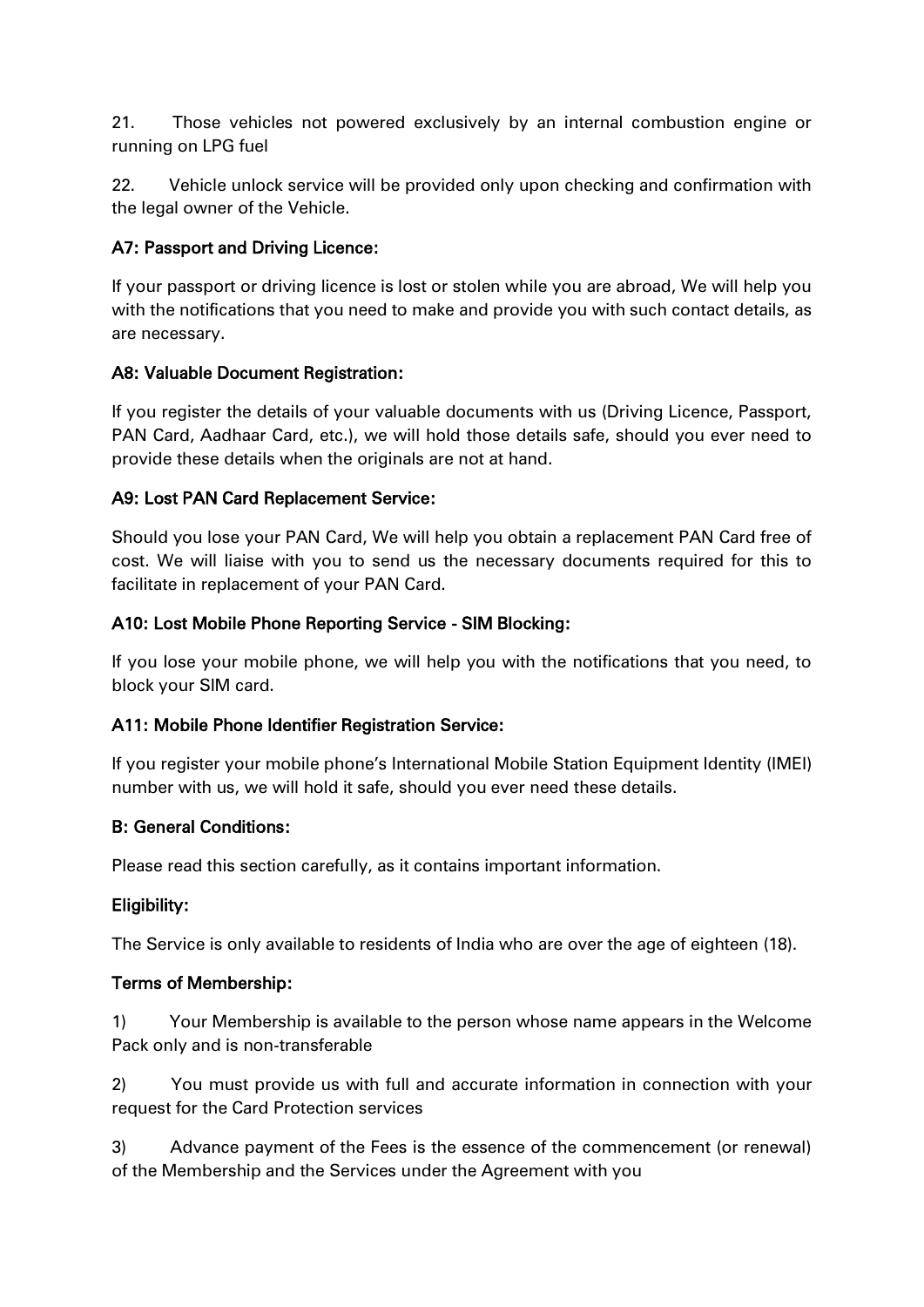21. Those vehicles not powered exclusively by an internal combustion engine or running on LPG fuel

22. Vehicle unlock service will be provided only upon checking and confirmation with the legal owner of the Vehicle.

### A7: Passport and Driving Licence:

If your passport or driving licence is lost or stolen while you are abroad, We will help you with the notifications that you need to make and provide you with such contact details, as are necessary.

### A8: Valuable Document Registration:

If you register the details of your valuable documents with us (Driving Licence, Passport, PAN Card, Aadhaar Card, etc.), we will hold those details safe, should you ever need to provide these details when the originals are not at hand.

### A9: Lost PAN Card Replacement Service:

Should you lose your PAN Card, We will help you obtain a replacement PAN Card free of cost. We will liaise with you to send us the necessary documents required for this to facilitate in replacement of your PAN Card.

### A10: Lost Mobile Phone Reporting Service - SIM Blocking:

If you lose your mobile phone, we will help you with the notifications that you need, to block your SIM card.

### A11: Mobile Phone Identifier Registration Service:

If you register your mobile phone's International Mobile Station Equipment Identity (IMEI) number with us, we will hold it safe, should you ever need these details.

## B: General Conditions:

Please read this section carefully, as it contains important information.

### Eligibility:

The Service is only available to residents of India who are over the age of eighteen (18).

### Terms of Membership:

1) Your Membership is available to the person whose name appears in the Welcome Pack only and is non-transferable

2) You must provide us with full and accurate information in connection with your request for the Card Protection services

3) Advance payment of the Fees is the essence of the commencement (or renewal) of the Membership and the Services under the Agreement with you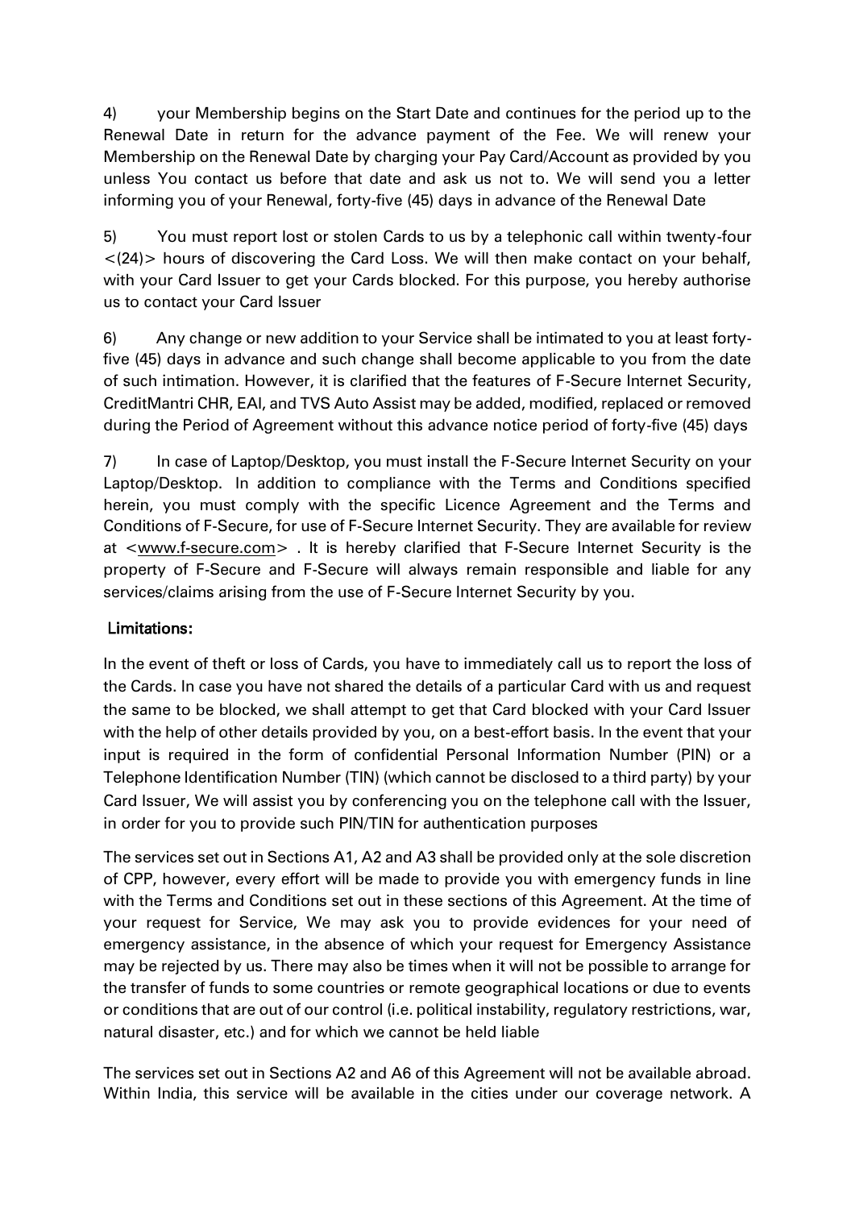4) your Membership begins on the Start Date and continues for the period up to the Renewal Date in return for the advance payment of the Fee. We will renew your Membership on the Renewal Date by charging your Pay Card/Account as provided by you unless You contact us before that date and ask us not to. We will send you a letter informing you of your Renewal, forty-five (45) days in advance of the Renewal Date

5) You must report lost or stolen Cards to us by a telephonic call within twenty-four <(24)> hours of discovering the Card Loss. We will then make contact on your behalf, with your Card Issuer to get your Cards blocked. For this purpose, you hereby authorise us to contact your Card Issuer

6) Any change or new addition to your Service shall be intimated to you at least forty-five (45) days in advance and such change shall become applicable to you from the date of such intimation. However, it is clarified that the features of F-Secure Internet Security, CreditMantri CHR, EAI, and TVS Auto Assist may be added, modified, replaced or removed during the Period of Agreement without this advance notice period of forty-five (45) days

7) In case of Laptop/Desktop, you must install the F-Secure Internet Security on your Laptop/Desktop. In addition to compliance with the Terms and Conditions specified herein, you must comply with the specific Licence Agreement and the Terms and Conditions of F-Secure, for use of F-Secure Internet Security. They are available for review at <www.f-secure.com> . It is hereby clarified that F-Secure Internet Security is the property of F-Secure and F-Secure will always remain responsible and liable for any services/claims arising from the use of F-Secure Internet Security by you.

**Limitations:**

In the event of theft or loss of Cards, you have to immediately call us to report the loss of the Cards. In case you have not shared the details of a particular Card with us and request the same to be blocked, we shall attempt to get that Card blocked with your Card Issuer with the help of other details provided by you, on a best-effort basis. In the event that your input is required in the form of confidential Personal Information Number (PIN) or a Telephone Identification Number (TIN) (which cannot be disclosed to a third party) by your Card Issuer, We will assist you by conferencing you on the telephone call with the Issuer, in order for you to provide such PIN/TIN for authentication purposes

The services set out in Sections A1, A2 and A3 shall be provided only at the sole discretion of CPP, however, every effort will be made to provide you with emergency funds in line with the Terms and Conditions set out in these sections of this Agreement. At the time of your request for Service, We may ask you to provide evidences for your need of emergency assistance, in the absence of which your request for Emergency Assistance may be rejected by us. There may also be times when it will not be possible to arrange for the transfer of funds to some countries or remote geographical locations or due to events or conditions that are out of our control (i.e. political instability, regulatory restrictions, war, natural disaster, etc.) and for which we cannot be held liable

The services set out in Sections A2 and A6 of this Agreement will not be available abroad. Within India, this service will be available in the cities under our coverage network. A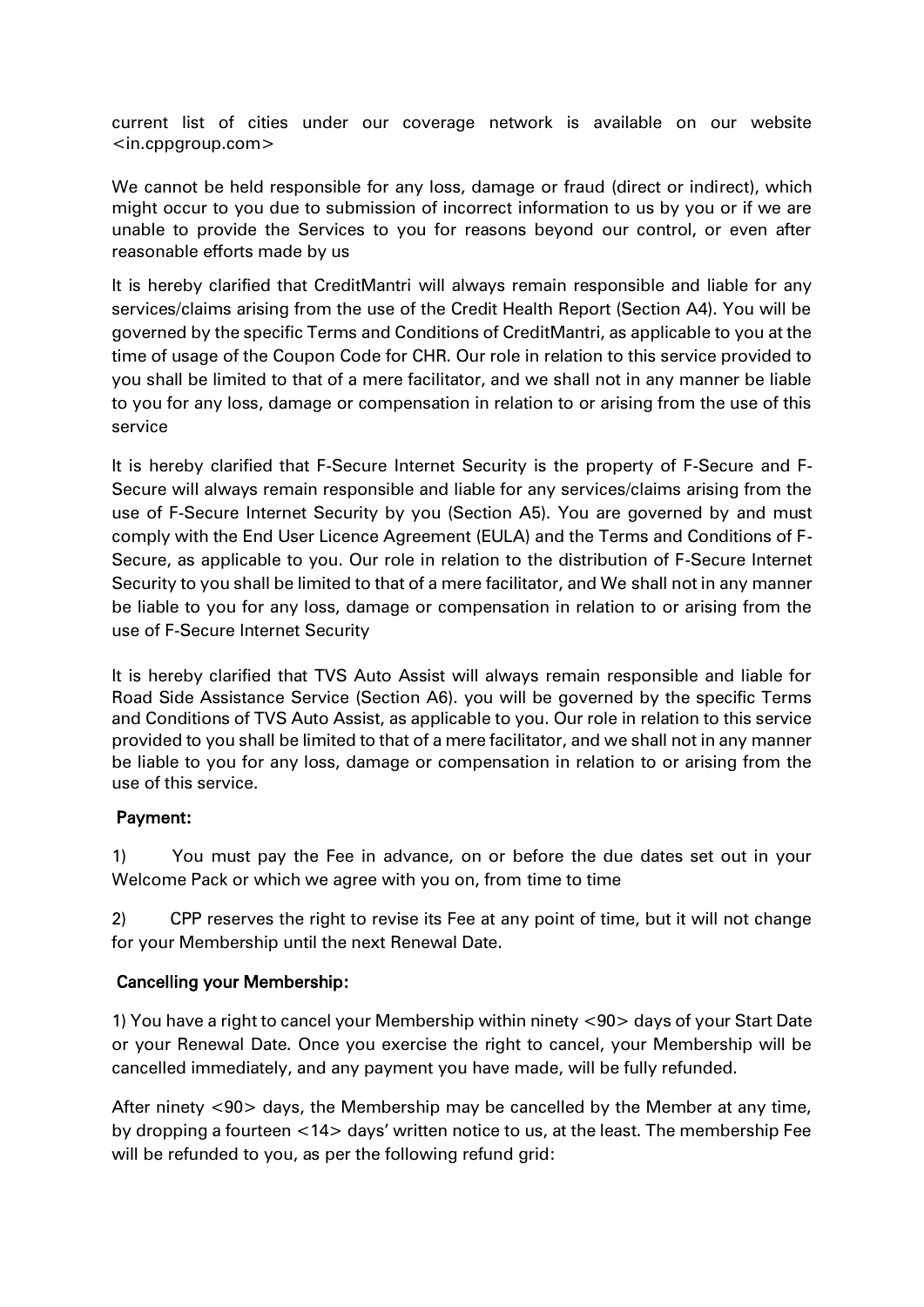current list of cities under our coverage network is available on our website <in.cppgroup.com>

We cannot be held responsible for any loss, damage or fraud (direct or indirect), which might occur to you due to submission of incorrect information to us by you or if we are unable to provide the Services to you for reasons beyond our control, or even after reasonable efforts made by us

It is hereby clarified that CreditMantri will always remain responsible and liable for any services/claims arising from the use of the Credit Health Report (Section A4). You will be governed by the specific Terms and Conditions of CreditMantri, as applicable to you at the time of usage of the Coupon Code for CHR. Our role in relation to this service provided to you shall be limited to that of a mere facilitator, and we shall not in any manner be liable to you for any loss, damage or compensation in relation to or arising from the use of this service

It is hereby clarified that F-Secure Internet Security is the property of F-Secure and F-Secure will always remain responsible and liable for any services/claims arising from the use of F-Secure Internet Security by you (Section A5). You are governed by and must comply with the End User Licence Agreement (EULA) and the Terms and Conditions of F-Secure, as applicable to you. Our role in relation to the distribution of F-Secure Internet Security to you shall be limited to that of a mere facilitator, and We shall not in any manner be liable to you for any loss, damage or compensation in relation to or arising from the use of F-Secure Internet Security

It is hereby clarified that TVS Auto Assist will always remain responsible and liable for Road Side Assistance Service (Section A6). you will be governed by the specific Terms and Conditions of TVS Auto Assist, as applicable to you. Our role in relation to this service provided to you shall be limited to that of a mere facilitator, and we shall not in any manner be liable to you for any loss, damage or compensation in relation to or arising from the use of this service.

**Payment:**

1) You must pay the Fee in advance, on or before the due dates set out in your Welcome Pack or which we agree with you on, from time to time

2) CPP reserves the right to revise its Fee at any point of time, but it will not change for your Membership until the next Renewal Date.

**Cancelling your Membership:**

1) You have a right to cancel your Membership within ninety <90> days of your Start Date or your Renewal Date. Once you exercise the right to cancel, your Membership will be cancelled immediately, and any payment you have made, will be fully refunded.

After ninety <90> days, the Membership may be cancelled by the Member at any time, by dropping a fourteen <14> days' written notice to us, at the least. The membership Fee will be refunded to you, as per the following refund grid: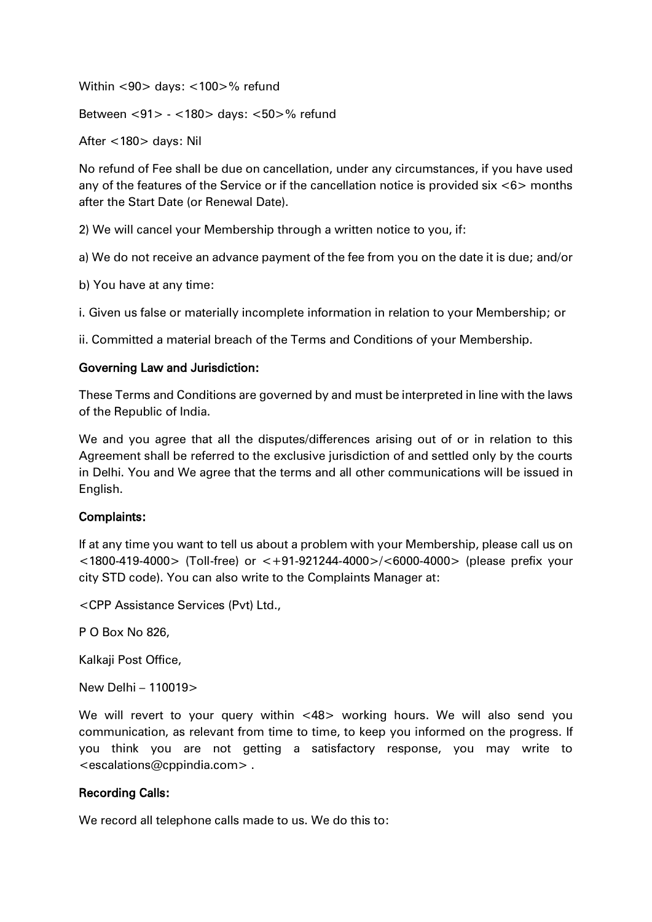Within <90> days: <100>% refund

Between <91> - <180> days: <50>% refund

After <180> days: Nil

No refund of Fee shall be due on cancellation, under any circumstances, if you have used any of the features of the Service or if the cancellation notice is provided six <6> months after the Start Date (or Renewal Date).

2) We will cancel your Membership through a written notice to you, if:

a) We do not receive an advance payment of the fee from you on the date it is due; and/or

b) You have at any time:

i. Given us false or materially incomplete information in relation to your Membership; or

ii. Committed a material breach of the Terms and Conditions of your Membership.

**Governing Law and Jurisdiction:**

These Terms and Conditions are governed by and must be interpreted in line with the laws of the Republic of India.

We and you agree that all the disputes/differences arising out of or in relation to this Agreement shall be referred to the exclusive jurisdiction of and settled only by the courts in Delhi. You and We agree that the terms and all other communications will be issued in English.

**Complaints:**

If at any time you want to tell us about a problem with your Membership, please call us on <1800-419-4000> (Toll-free) or <+91-921244-4000>/<6000-4000> (please prefix your city STD code). You can also write to the Complaints Manager at:

<CPP Assistance Services (Pvt) Ltd.,

P O Box No 826,

Kalkaji Post Office,

New Delhi – 110019>

We will revert to your query within <48> working hours. We will also send you communication, as relevant from time to time, to keep you informed on the progress. If you think you are not getting a satisfactory response, you may write to <escalations@cppindia.com> .

**Recording Calls:**

We record all telephone calls made to us. We do this to: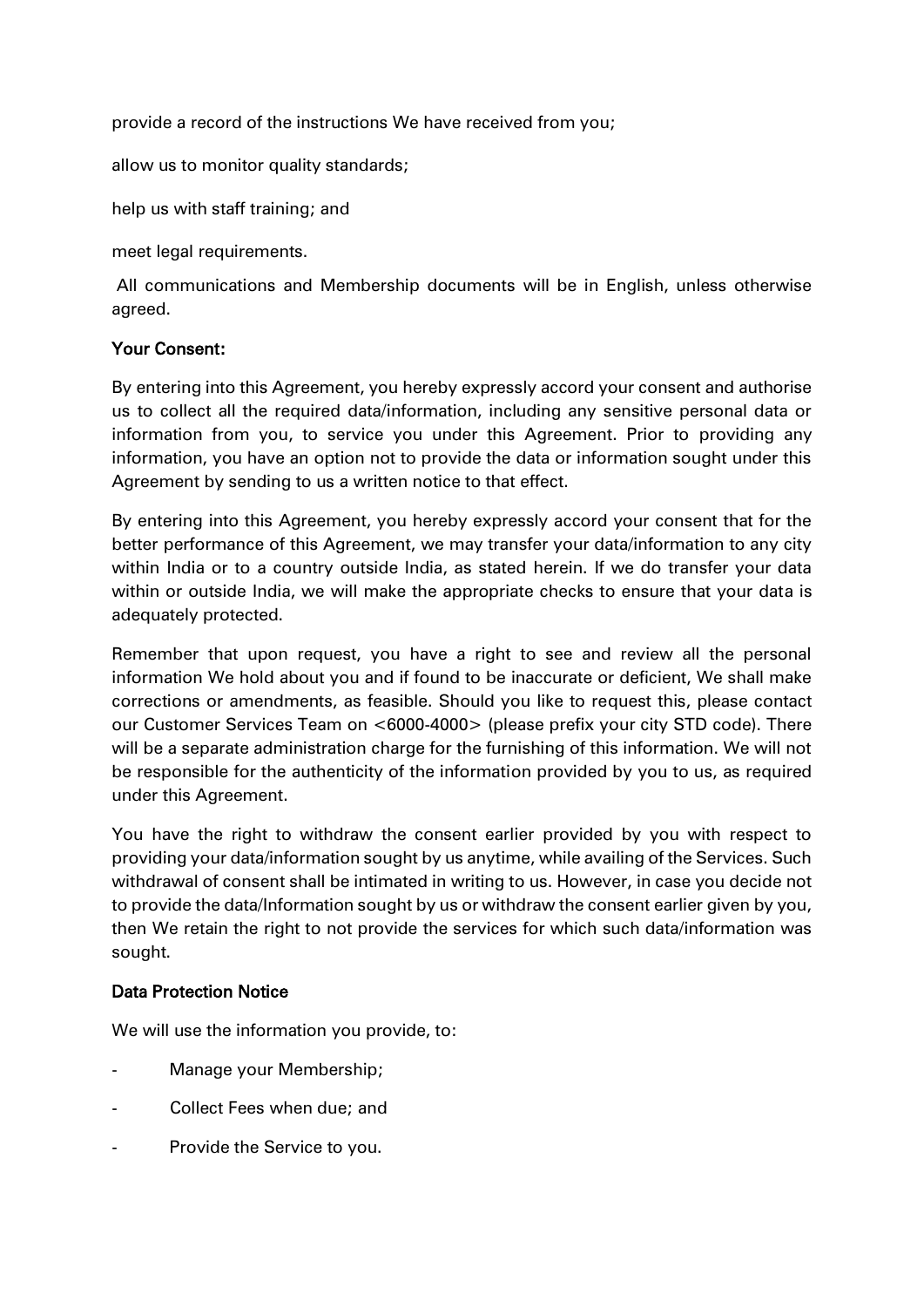provide a record of the instructions We have received from you;

allow us to monitor quality standards;

help us with staff training; and

meet legal requirements.

All communications and Membership documents will be in English, unless otherwise agreed.

**Your Consent:**

By entering into this Agreement, you hereby expressly accord your consent and authorise us to collect all the required data/information, including any sensitive personal data or information from you, to service you under this Agreement. Prior to providing any information, you have an option not to provide the data or information sought under this Agreement by sending to us a written notice to that effect.

By entering into this Agreement, you hereby expressly accord your consent that for the better performance of this Agreement, we may transfer your data/information to any city within India or to a country outside India, as stated herein. If we do transfer your data within or outside India, we will make the appropriate checks to ensure that your data is adequately protected.

Remember that upon request, you have a right to see and review all the personal information We hold about you and if found to be inaccurate or deficient, We shall make corrections or amendments, as feasible. Should you like to request this, please contact our Customer Services Team on <6000-4000> (please prefix your city STD code). There will be a separate administration charge for the furnishing of this information. We will not be responsible for the authenticity of the information provided by you to us, as required under this Agreement.

You have the right to withdraw the consent earlier provided by you with respect to providing your data/information sought by us anytime, while availing of the Services. Such withdrawal of consent shall be intimated in writing to us. However, in case you decide not to provide the data/Information sought by us or withdraw the consent earlier given by you, then We retain the right to not provide the services for which such data/information was sought.

**Data Protection Notice**

We will use the information you provide, to:

- Manage your Membership;
- Collect Fees when due; and
- Provide the Service to you.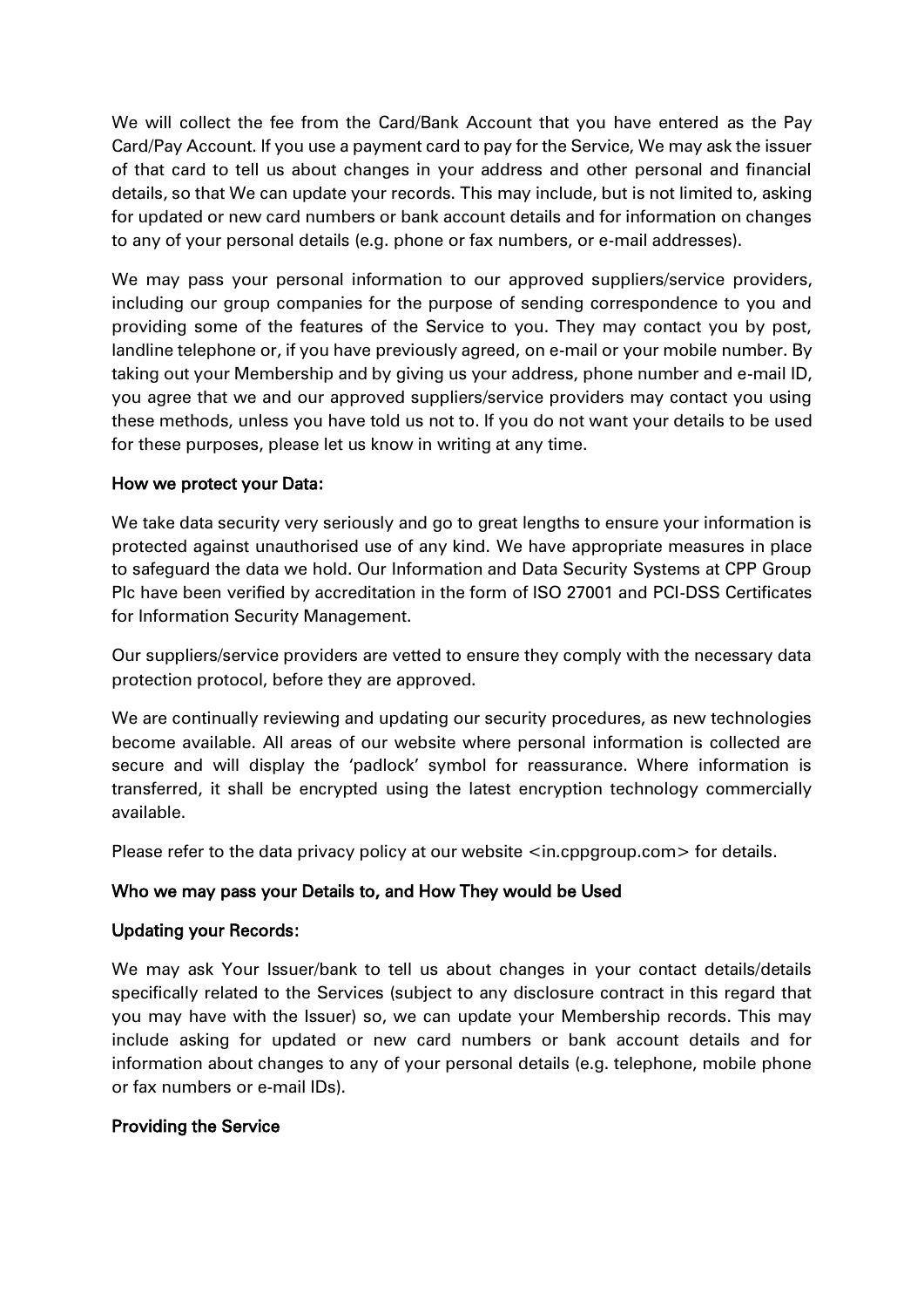We will collect the fee from the Card/Bank Account that you have entered as the Pay Card/Pay Account. If you use a payment card to pay for the Service, We may ask the issuer of that card to tell us about changes in your address and other personal and financial details, so that We can update your records. This may include, but is not limited to, asking for updated or new card numbers or bank account details and for information on changes to any of your personal details (e.g. phone or fax numbers, or e-mail addresses).

We may pass your personal information to our approved suppliers/service providers, including our group companies for the purpose of sending correspondence to you and providing some of the features of the Service to you. They may contact you by post, landline telephone or, if you have previously agreed, on e-mail or your mobile number. By taking out your Membership and by giving us your address, phone number and e-mail ID, you agree that we and our approved suppliers/service providers may contact you using these methods, unless you have told us not to. If you do not want your details to be used for these purposes, please let us know in writing at any time.

**How we protect your Data:**

We take data security very seriously and go to great lengths to ensure your information is protected against unauthorised use of any kind. We have appropriate measures in place to safeguard the data we hold. Our Information and Data Security Systems at CPP Group Plc have been verified by accreditation in the form of ISO 27001 and PCI-DSS Certificates for Information Security Management.

Our suppliers/service providers are vetted to ensure they comply with the necessary data protection protocol, before they are approved.

We are continually reviewing and updating our security procedures, as new technologies become available. All areas of our website where personal information is collected are secure and will display the 'padlock' symbol for reassurance. Where information is transferred, it shall be encrypted using the latest encryption technology commercially available.

Please refer to the data privacy policy at our website <in.cppgroup.com> for details.

**Who we may pass your Details to, and How They would be Used**

**Updating your Records:**

We may ask Your Issuer/bank to tell us about changes in your contact details/details specifically related to the Services (subject to any disclosure contract in this regard that you may have with the Issuer) so, we can update your Membership records. This may include asking for updated or new card numbers or bank account details and for information about changes to any of your personal details (e.g. telephone, mobile phone or fax numbers or e-mail IDs).

**Providing the Service**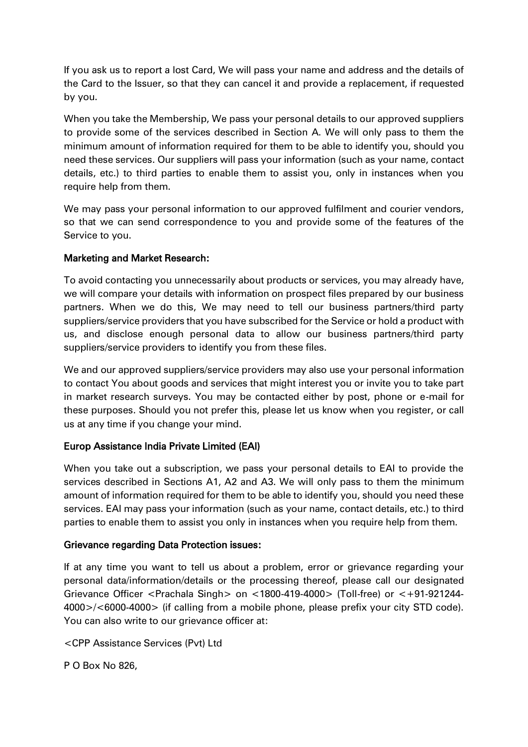If you ask us to report a lost Card, We will pass your name and address and the details of the Card to the Issuer, so that they can cancel it and provide a replacement, if requested by you.

When you take the Membership, We pass your personal details to our approved suppliers to provide some of the services described in Section A. We will only pass to them the minimum amount of information required for them to be able to identify you, should you need these services. Our suppliers will pass your information (such as your name, contact details, etc.) to third parties to enable them to assist you, only in instances when you require help from them.

We may pass your personal information to our approved fulfilment and courier vendors, so that we can send correspondence to you and provide some of the features of the Service to you.

**Marketing and Market Research:**

To avoid contacting you unnecessarily about products or services, you may already have, we will compare your details with information on prospect files prepared by our business partners. When we do this, We may need to tell our business partners/third party suppliers/service providers that you have subscribed for the Service or hold a product with us, and disclose enough personal data to allow our business partners/third party suppliers/service providers to identify you from these files.

We and our approved suppliers/service providers may also use your personal information to contact You about goods and services that might interest you or invite you to take part in market research surveys. You may be contacted either by post, phone or e-mail for these purposes. Should you not prefer this, please let us know when you register, or call us at any time if you change your mind.

**Europ Assistance India Private Limited (EAI)**

When you take out a subscription, we pass your personal details to EAI to provide the services described in Sections A1, A2 and A3. We will only pass to them the minimum amount of information required for them to be able to identify you, should you need these services. EAI may pass your information (such as your name, contact details, etc.) to third parties to enable them to assist you only in instances when you require help from them.

**Grievance regarding Data Protection issues:**

If at any time you want to tell us about a problem, error or grievance regarding your personal data/information/details or the processing thereof, please call our designated Grievance Officer <Prachala Singh> on <1800-419-4000> (Toll-free) or <+91-921244-4000>/<6000-4000> (if calling from a mobile phone, please prefix your city STD code). You can also write to our grievance officer at:

<CPP Assistance Services (Pvt) Ltd

P O Box No 826,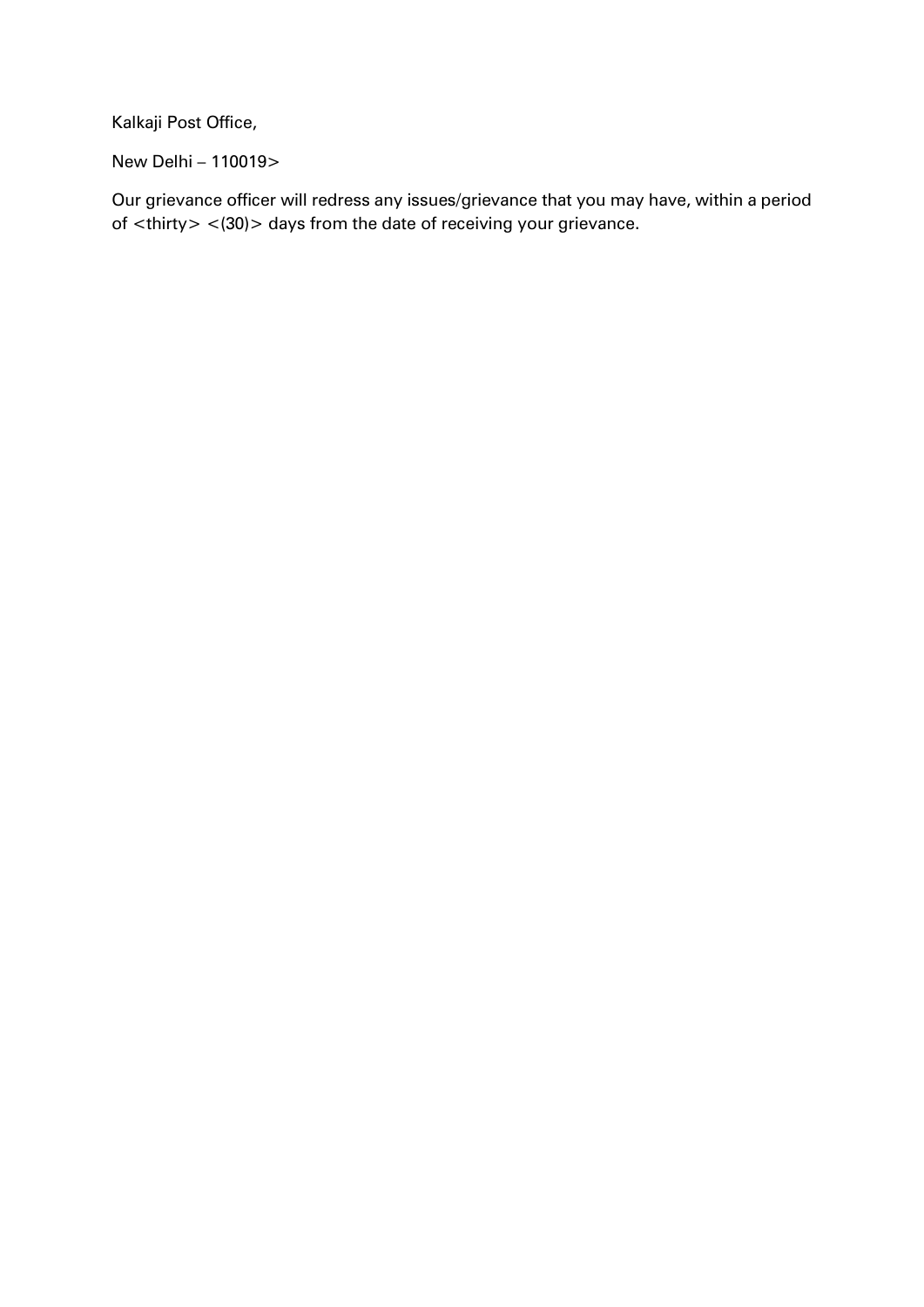Kalkaji Post Office,

New Delhi – 110019>

Our grievance officer will redress any issues/grievance that you may have, within a period of <thirty> <(30)> days from the date of receiving your grievance.